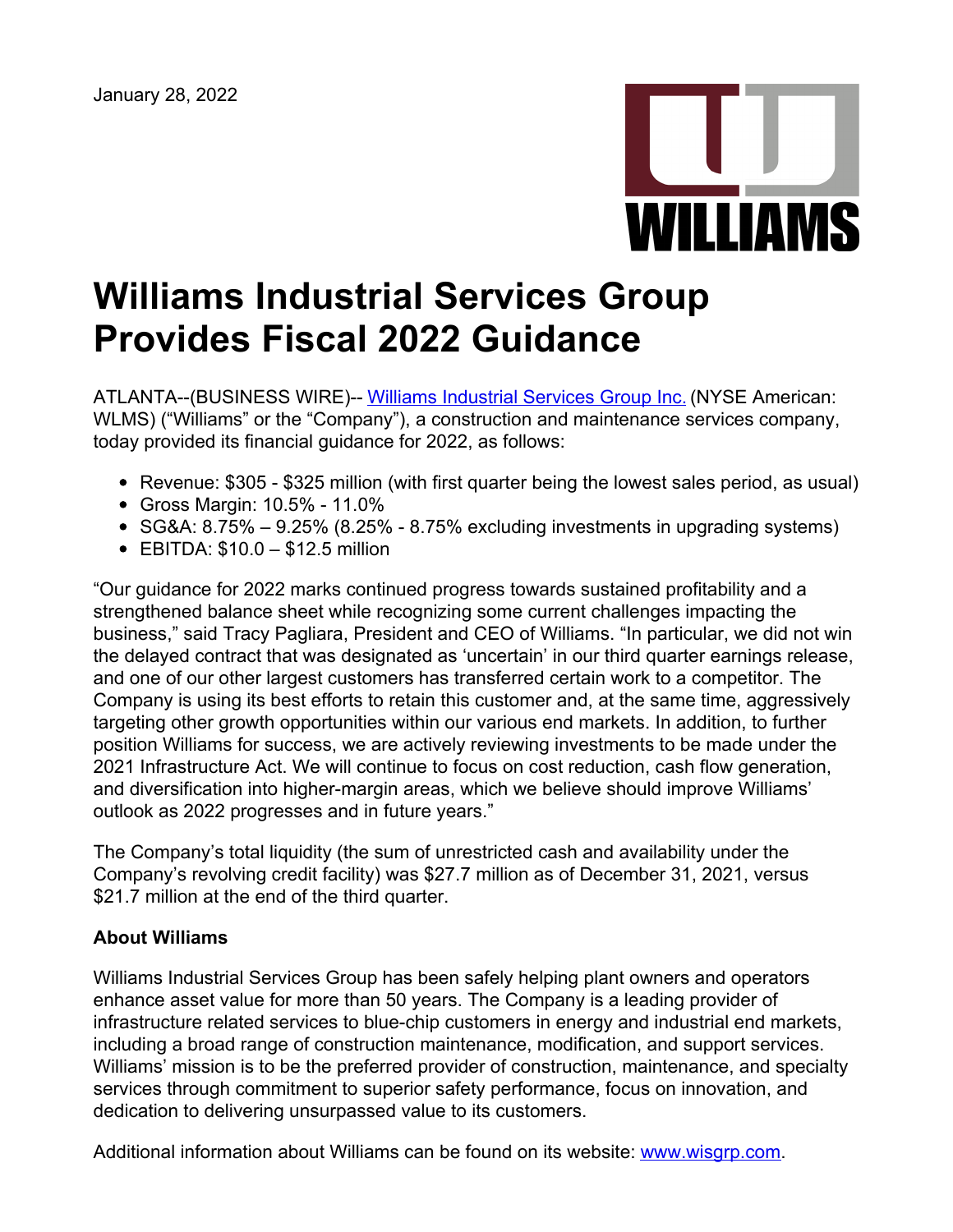January 28, 2022

# Williams Industrial Services Group Provides Fiscal 2022 Guidance

ATLANTA--(BUSINESS WIRE)-- Williams Industrial Services Group Inc. (NYSE American: WLMS) ("Williams" or the "Company"), a construction and maintenance services company, today provided its financial guidance for 2022, as follows:

- Revenue: $305 - $325 million (with first quarter being the lowest sales period, as usual)
- Gross Margin: 10.5% - 11.0%
- SG&A: 8.75% – 9.25% (8.25% - 8.75% excluding investments in upgrading systems)
- EBITDA: $10.0 – $12.5 million

"Our guidance for 2022 marks continued progress towards sustained profitability and a strengthened balance sheet while recognizing some current challenges impacting the business," said Tracy Pagliara, President and CEO of Williams. "In particular, we did not win the delayed contract that was designated as 'uncertain' in our third quarter earnings release, and one of our other largest customers has transferred certain work to a competitor. The Company is using its best efforts to retain this customer and, at the same time, aggressively targeting other growth opportunities within our various end markets. In addition, to further position Williams for success, we are actively reviewing investments to be made under the 2021 Infrastructure Act. We will continue to focus on cost reduction, cash flow generation, and diversification into higher-margin areas, which we believe should improve Williams' outlook as 2022 progresses and in future years."

The Company's total liquidity (the sum of unrestricted cash and availability under the Company's revolving credit facility) was $27.7 million as of December 31, 2021, versus $21.7 million at the end of the third quarter.

**About Williams**

Williams Industrial Services Group has been safely helping plant owners and operators enhance asset value for more than 50 years. The Company is a leading provider of infrastructure related services to blue-chip customers in energy and industrial end markets, including a broad range of construction maintenance, modification, and support services. Williams' mission is to be the preferred provider of construction, maintenance, and specialty services through commitment to superior safety performance, focus on innovation, and dedication to delivering unsurpassed value to its customers.

Additional information about Williams can be found on its website: www.wisgrp.com.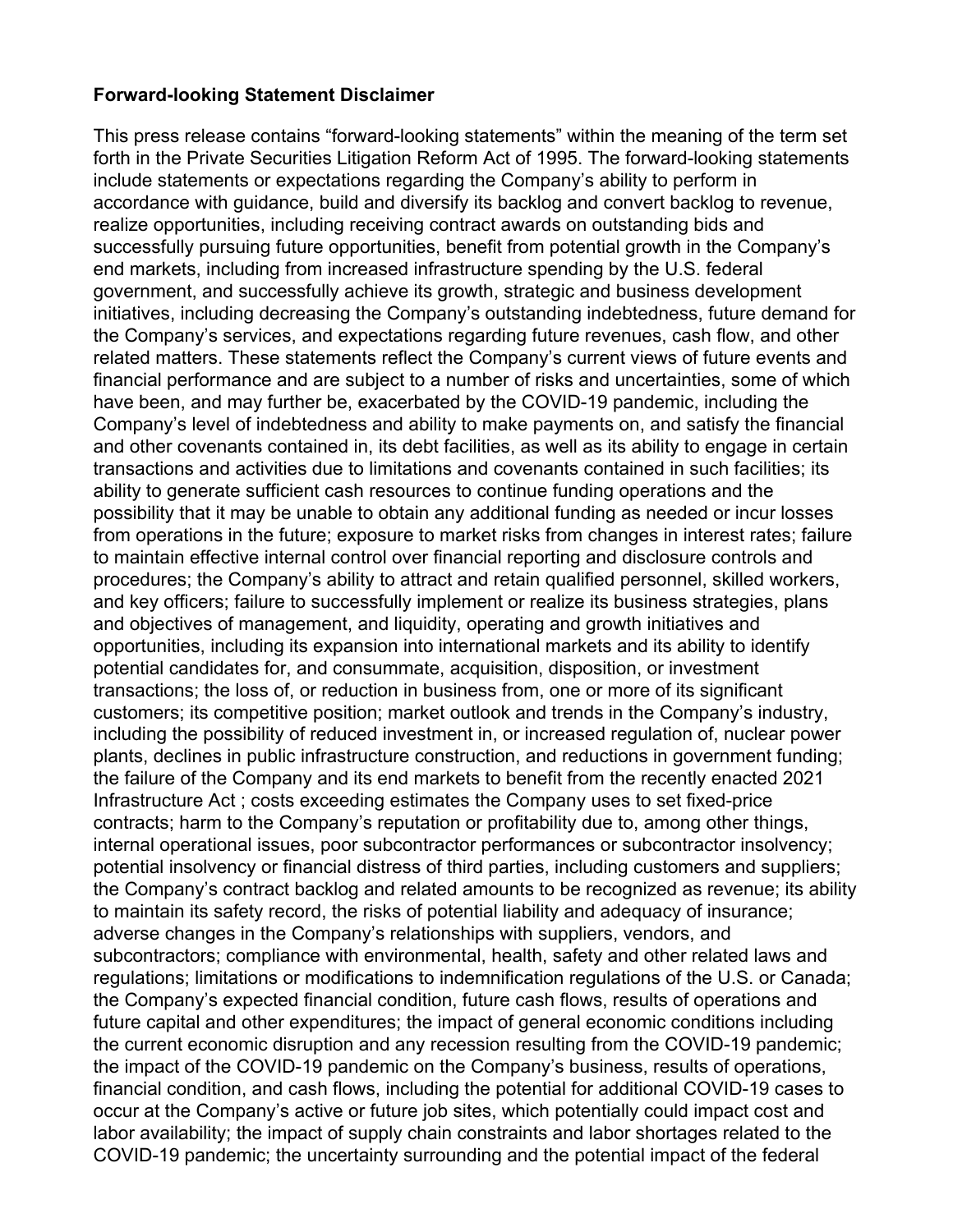**Forward-looking Statement Disclaimer**

This press release contains "forward-looking statements" within the meaning of the term set forth in the Private Securities Litigation Reform Act of 1995. The forward-looking statements include statements or expectations regarding the Company's ability to perform in accordance with guidance, build and diversify its backlog and convert backlog to revenue, realize opportunities, including receiving contract awards on outstanding bids and successfully pursuing future opportunities, benefit from potential growth in the Company's end markets, including from increased infrastructure spending by the U.S. federal government, and successfully achieve its growth, strategic and business development initiatives, including decreasing the Company's outstanding indebtedness, future demand for the Company's services, and expectations regarding future revenues, cash flow, and other related matters. These statements reflect the Company's current views of future events and financial performance and are subject to a number of risks and uncertainties, some of which have been, and may further be, exacerbated by the COVID-19 pandemic, including the Company's level of indebtedness and ability to make payments on, and satisfy the financial and other covenants contained in, its debt facilities, as well as its ability to engage in certain transactions and activities due to limitations and covenants contained in such facilities; its ability to generate sufficient cash resources to continue funding operations and the possibility that it may be unable to obtain any additional funding as needed or incur losses from operations in the future; exposure to market risks from changes in interest rates; failure to maintain effective internal control over financial reporting and disclosure controls and procedures; the Company's ability to attract and retain qualified personnel, skilled workers, and key officers; failure to successfully implement or realize its business strategies, plans and objectives of management, and liquidity, operating and growth initiatives and opportunities, including its expansion into international markets and its ability to identify potential candidates for, and consummate, acquisition, disposition, or investment transactions; the loss of, or reduction in business from, one or more of its significant customers; its competitive position; market outlook and trends in the Company's industry, including the possibility of reduced investment in, or increased regulation of, nuclear power plants, declines in public infrastructure construction, and reductions in government funding; the failure of the Company and its end markets to benefit from the recently enacted 2021 Infrastructure Act ; costs exceeding estimates the Company uses to set fixed-price contracts; harm to the Company's reputation or profitability due to, among other things, internal operational issues, poor subcontractor performances or subcontractor insolvency; potential insolvency or financial distress of third parties, including customers and suppliers; the Company's contract backlog and related amounts to be recognized as revenue; its ability to maintain its safety record, the risks of potential liability and adequacy of insurance; adverse changes in the Company's relationships with suppliers, vendors, and subcontractors; compliance with environmental, health, safety and other related laws and regulations; limitations or modifications to indemnification regulations of the U.S. or Canada; the Company's expected financial condition, future cash flows, results of operations and future capital and other expenditures; the impact of general economic conditions including the current economic disruption and any recession resulting from the COVID-19 pandemic; the impact of the COVID-19 pandemic on the Company's business, results of operations, financial condition, and cash flows, including the potential for additional COVID-19 cases to occur at the Company's active or future job sites, which potentially could impact cost and labor availability; the impact of supply chain constraints and labor shortages related to the COVID-19 pandemic; the uncertainty surrounding and the potential impact of the federal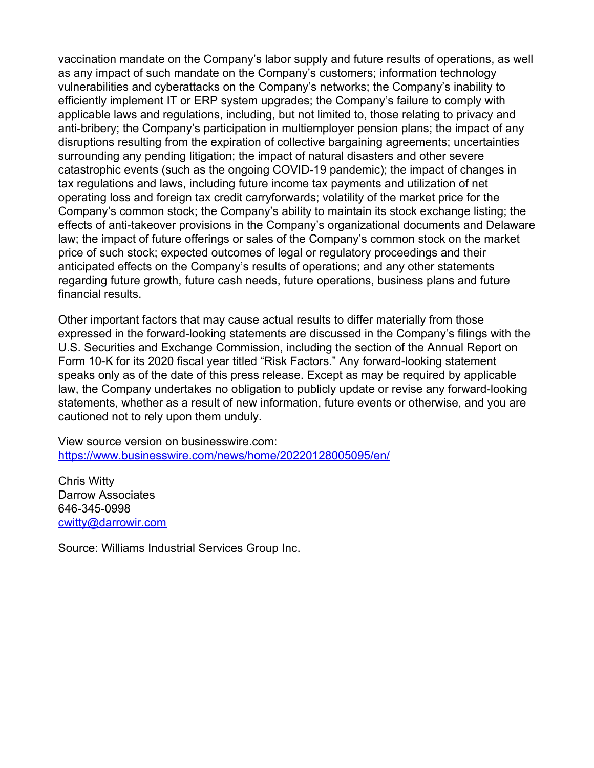vaccination mandate on the Company’s labor supply and future results of operations, as well as any impact of such mandate on the Company’s customers; information technology vulnerabilities and cyberattacks on the Company’s networks; the Company’s inability to efficiently implement IT or ERP system upgrades; the Company’s failure to comply with applicable laws and regulations, including, but not limited to, those relating to privacy and anti-bribery; the Company’s participation in multiemployer pension plans; the impact of any disruptions resulting from the expiration of collective bargaining agreements; uncertainties surrounding any pending litigation; the impact of natural disasters and other severe catastrophic events (such as the ongoing COVID-19 pandemic); the impact of changes in tax regulations and laws, including future income tax payments and utilization of net operating loss and foreign tax credit carryforwards; volatility of the market price for the Company’s common stock; the Company’s ability to maintain its stock exchange listing; the effects of anti-takeover provisions in the Company’s organizational documents and Delaware law; the impact of future offerings or sales of the Company’s common stock on the market price of such stock; expected outcomes of legal or regulatory proceedings and their anticipated effects on the Company’s results of operations; and any other statements regarding future growth, future cash needs, future operations, business plans and future financial results.

Other important factors that may cause actual results to differ materially from those expressed in the forward-looking statements are discussed in the Company’s filings with the U.S. Securities and Exchange Commission, including the section of the Annual Report on Form 10-K for its 2020 fiscal year titled “Risk Factors.” Any forward-looking statement speaks only as of the date of this press release. Except as may be required by applicable law, the Company undertakes no obligation to publicly update or revise any forward-looking statements, whether as a result of new information, future events or otherwise, and you are cautioned not to rely upon them unduly.

View source version on businesswire.com:
https://www.businesswire.com/news/home/20220128005095/en/

Chris Witty
Darrow Associates
646-345-0998
cwitty@darrowir.com

Source: Williams Industrial Services Group Inc.